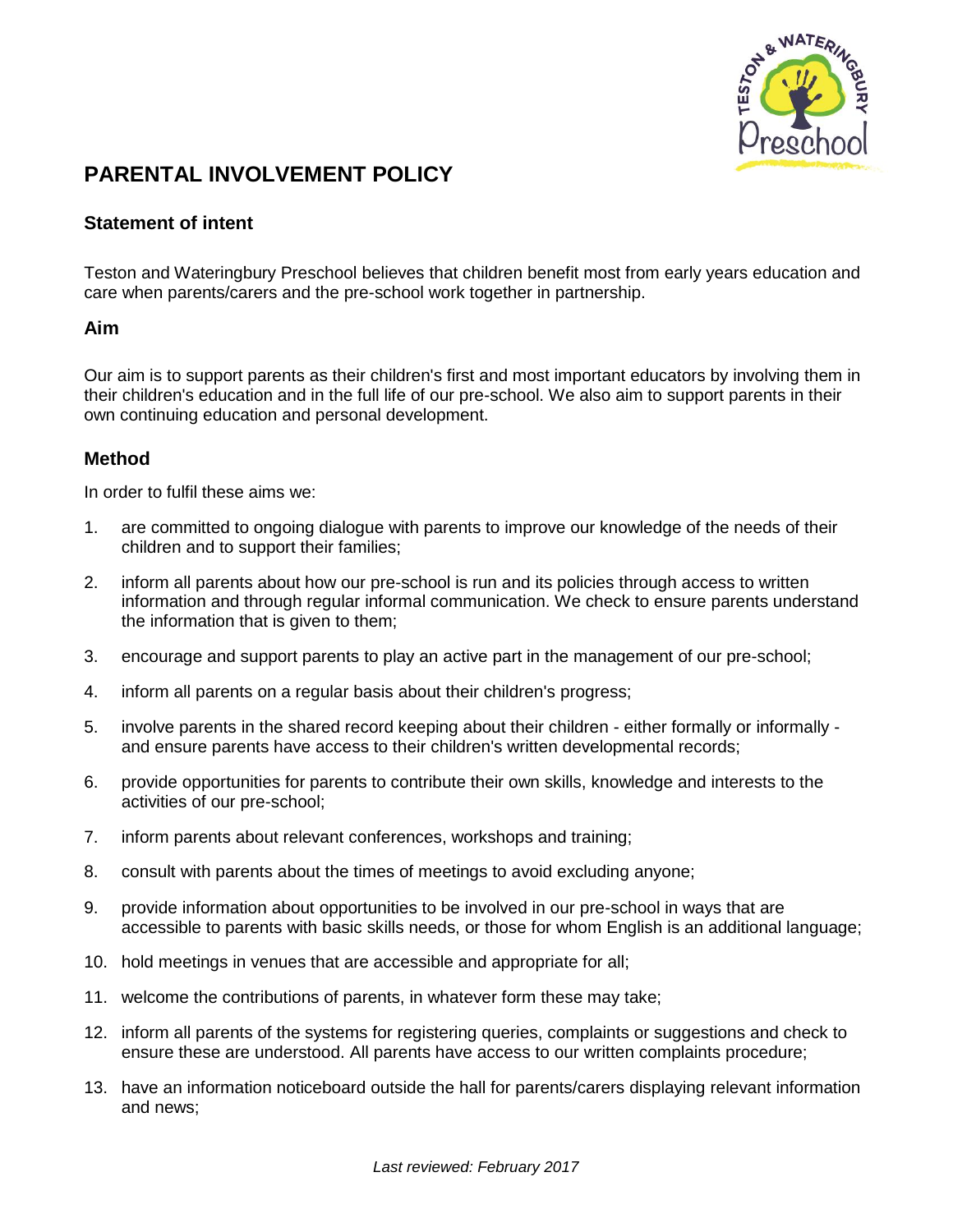# PARENTAL INVOLVEMENT POLICY

## Statement of intent

Teston and Wateringbury Preschool believes that children benefit most from early years education and care when parents/carers and the pre-school work together in partnership.

## Aim

Our aim is to support parents as their children's first and most important educators by involving them in their children's education and in the full life of our pre-school. We also aim to support parents in their own continuing education and personal development.

## Method

In order to fulfil these aims we:

1. are committed to ongoing dialogue with parents to improve our knowledge of the needs of their children and to support their families;
2. inform all parents about how our pre-school is run and its policies through access to written information and through regular informal communication. We check to ensure parents understand the information that is given to them;
3. encourage and support parents to play an active part in the management of our pre-school;
4. inform all parents on a regular basis about their children's progress;
5. involve parents in the shared record keeping about their children - either formally or informally - and ensure parents have access to their children's written developmental records;
6. provide opportunities for parents to contribute their own skills, knowledge and interests to the activities of our pre-school;
7. inform parents about relevant conferences, workshops and training;
8. consult with parents about the times of meetings to avoid excluding anyone;
9. provide information about opportunities to be involved in our pre-school in ways that are accessible to parents with basic skills needs, or those for whom English is an additional language;
10. hold meetings in venues that are accessible and appropriate for all;
11. welcome the contributions of parents, in whatever form these may take;
12. inform all parents of the systems for registering queries, complaints or suggestions and check to ensure these are understood. All parents have access to our written complaints procedure;
13. have an information noticeboard outside the hall for parents/carers displaying relevant information and news;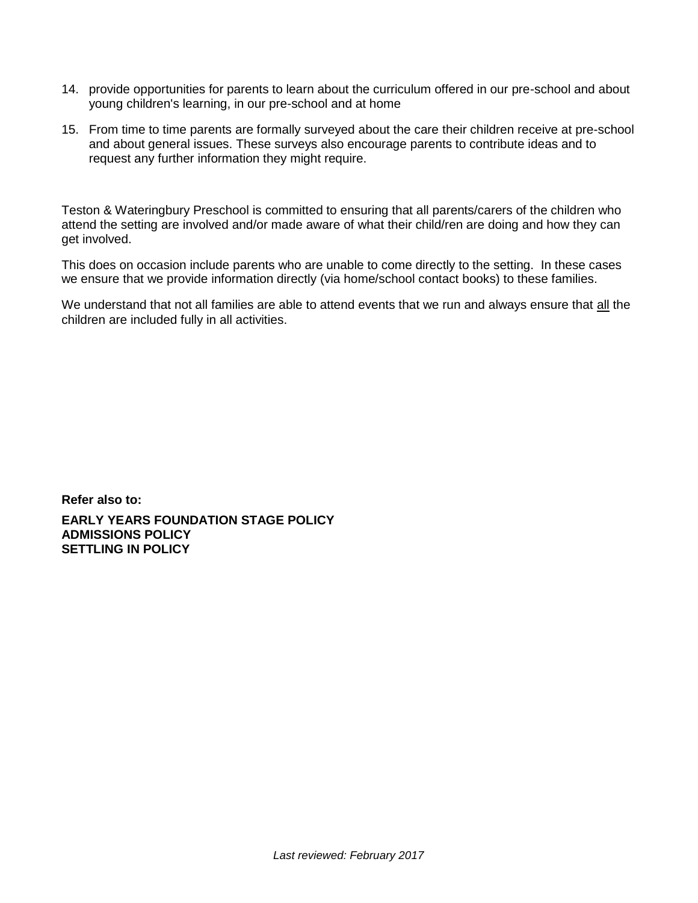14. provide opportunities for parents to learn about the curriculum offered in our pre-school and about young children's learning, in our pre-school and at home

15. From time to time parents are formally surveyed about the care their children receive at pre-school and about general issues. These surveys also encourage parents to contribute ideas and to request any further information they might require.

Teston & Wateringbury Preschool is committed to ensuring that all parents/carers of the children who attend the setting are involved and/or made aware of what their child/ren are doing and how they can get involved.

This does on occasion include parents who are unable to come directly to the setting. In these cases we ensure that we provide information directly (via home/school contact books) to these families.

We understand that not all families are able to attend events that we run and always ensure that <u>all</u> the children are included fully in all activities.

**Refer also to:**

**EARLY YEARS FOUNDATION STAGE POLICY**
**ADMISSIONS POLICY**
**SETTLING IN POLICY**

*Last reviewed: February 2017*